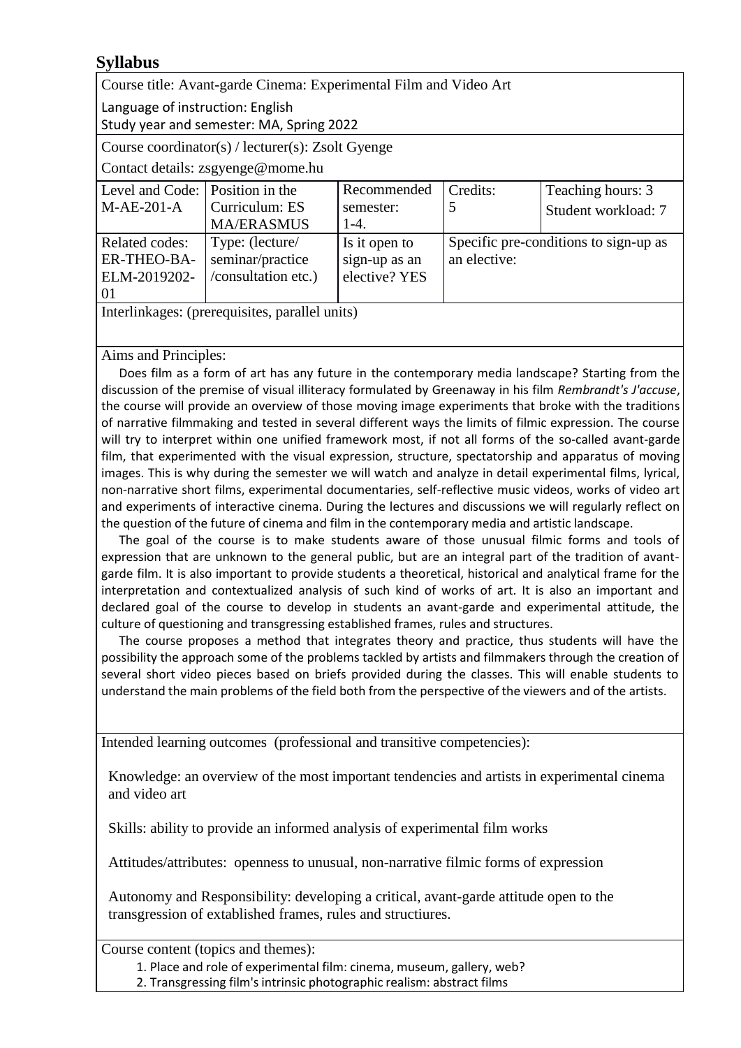# Syllabus

Course title: Avant-garde Cinema: Experimental Film and Video Art

Language of instruction: English

Study year and semester: MA, Spring 2022

Course coordinator(s) / lecturer(s): Zsolt Gyenge

Contact details: zsgyenge@mome.hu

| Level and Code: M-AE-201-A | Position in the Curriculum: ES MA/ERASMUS | Recommended semester: 1-4. | Credits: 5 | Teaching hours: 3 Student workload: 7 |
|---|---|---|---|---|
| Related codes: ER-THEO-BA-ELM-2019202-01 | Type: (lecture/ seminar/practice /consultation etc.) | Is it open to sign-up as an elective? YES | Specific pre-conditions to sign-up as an elective: | |

Interlinkages: (prerequisites, parallel units)

Aims and Principles:

Does film as a form of art has any future in the contemporary media landscape? Starting from the discussion of the premise of visual illiteracy formulated by Greenaway in his film *Rembrandt's J'accuse*, the course will provide an overview of those moving image experiments that broke with the traditions of narrative filmmaking and tested in several different ways the limits of filmic expression. The course will try to interpret within one unified framework most, if not all forms of the so-called avant-garde film, that experimented with the visual expression, structure, spectatorship and apparatus of moving images. This is why during the semester we will watch and analyze in detail experimental films, lyrical, non-narrative short films, experimental documentaries, self-reflective music videos, works of video art and experiments of interactive cinema. During the lectures and discussions we will regularly reflect on the question of the future of cinema and film in the contemporary media and artistic landscape.

The goal of the course is to make students aware of those unusual filmic forms and tools of expression that are unknown to the general public, but are an integral part of the tradition of avant-garde film. It is also important to provide students a theoretical, historical and analytical frame for the interpretation and contextualized analysis of such kind of works of art. It is also an important and declared goal of the course to develop in students an avant-garde and experimental attitude, the culture of questioning and transgressing established frames, rules and structures.

The course proposes a method that integrates theory and practice, thus students will have the possibility the approach some of the problems tackled by artists and filmmakers through the creation of several short video pieces based on briefs provided during the classes. This will enable students to understand the main problems of the field both from the perspective of the viewers and of the artists.

Intended learning outcomes (professional and transitive competencies):

Knowledge: an overview of the most important tendencies and artists in experimental cinema and video art

Skills: ability to provide an informed analysis of experimental film works

Attitudes/attributes: openness to unusual, non-narrative filmic forms of expression

Autonomy and Responsibility: developing a critical, avant-garde attitude open to the transgression of extablished frames, rules and structiures.

Course content (topics and themes):

1. Place and role of experimental film: cinema, museum, gallery, web?
2. Transgressing film's intrinsic photographic realism: abstract films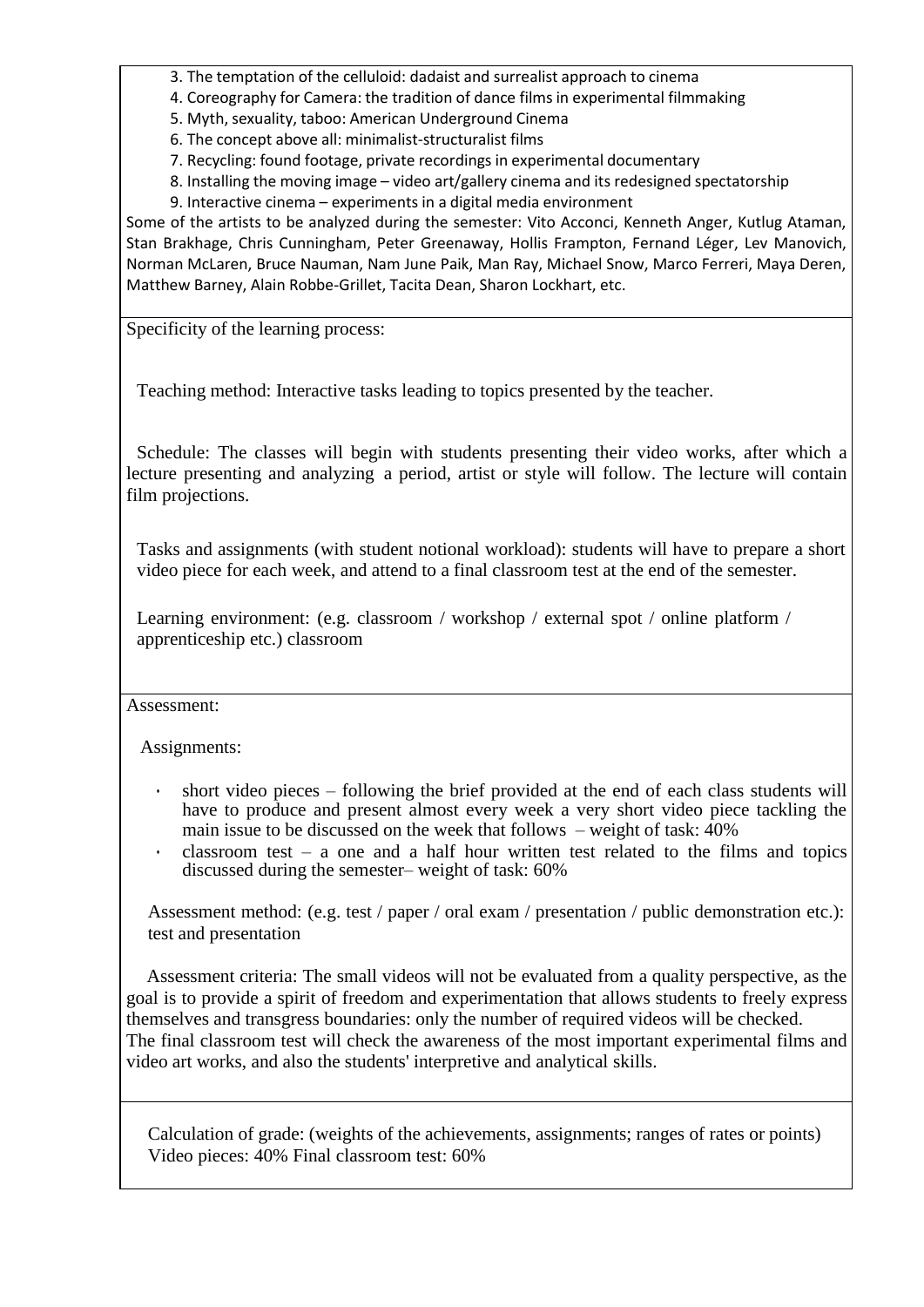3. The temptation of the celluloid: dadaist and surrealist approach to cinema
4. Coreography for Camera: the tradition of dance films in experimental filmmaking
5. Myth, sexuality, taboo: American Underground Cinema
6. The concept above all: minimalist-structuralist films
7. Recycling: found footage, private recordings in experimental documentary
8. Installing the moving image – video art/gallery cinema and its redesigned spectatorship
9. Interactive cinema – experiments in a digital media environment

Some of the artists to be analyzed during the semester: Vito Acconci, Kenneth Anger, Kutlug Ataman, Stan Brakhage, Chris Cunningham, Peter Greenaway, Hollis Frampton, Fernand Léger, Lev Manovich, Norman McLaren, Bruce Nauman, Nam June Paik, Man Ray, Michael Snow, Marco Ferreri, Maya Deren, Matthew Barney, Alain Robbe-Grillet, Tacita Dean, Sharon Lockhart, etc.

Specificity of the learning process:

Teaching method: Interactive tasks leading to topics presented by the teacher.

Schedule: The classes will begin with students presenting their video works, after which a lecture presenting and analyzing a period, artist or style will follow. The lecture will contain film projections.

Tasks and assignments (with student notional workload): students will have to prepare a short video piece for each week, and attend to a final classroom test at the end of the semester.

Learning environment: (e.g. classroom / workshop / external spot / online platform / apprenticeship etc.) classroom

Assessment:

Assignments:

- short video pieces – following the brief provided at the end of each class students will have to produce and present almost every week a very short video piece tackling the main issue to be discussed on the week that follows – weight of task: 40%
- classroom test – a one and a half hour written test related to the films and topics discussed during the semester– weight of task: 60%

Assessment method: (e.g. test / paper / oral exam / presentation / public demonstration etc.): test and presentation

Assessment criteria: The small videos will not be evaluated from a quality perspective, as the goal is to provide a spirit of freedom and experimentation that allows students to freely express themselves and transgress boundaries: only the number of required videos will be checked.
The final classroom test will check the awareness of the most important experimental films and video art works, and also the students' interpretive and analytical skills.

Calculation of grade: (weights of the achievements, assignments; ranges of rates or points)
Video pieces: 40% Final classroom test: 60%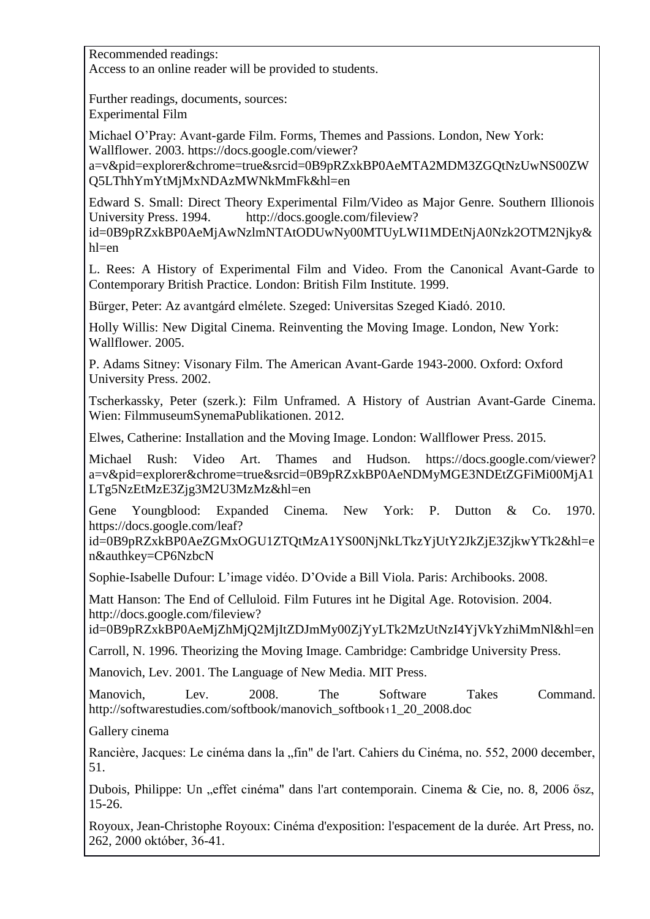Recommended readings:
Access to an online reader will be provided to students.

Further readings, documents, sources:
Experimental Film

Michael O'Pray: Avant-garde Film. Forms, Themes and Passions. London, New York: Wallflower. 2003. https://docs.google.com/viewer?a=v&pid=explorer&chrome=true&srcid=0B9pRZxkBP0AeMTA2MDM3ZGQtNzUwNS00ZWQ5LThhYmYtMjMxNDAzMWNkMmFk&hl=en

Edward S. Small: Direct Theory Experimental Film/Video as Major Genre. Southern Illionois University Press. 1994. http://docs.google.com/fileview?id=0B9pRZxkBP0AeMjAwNzlmNTAtODUwNy00MTUyLWI1MDEtNjA0Nzk2OTM2Njky&hl=en

L. Rees: A History of Experimental Film and Video. From the Canonical Avant-Garde to Contemporary British Practice. London: British Film Institute. 1999.

Bürger, Peter: Az avantgárd elmélete. Szeged: Universitas Szeged Kiadó. 2010.

Holly Willis: New Digital Cinema. Reinventing the Moving Image. London, New York: Wallflower. 2005.

P. Adams Sitney: Visonary Film. The American Avant-Garde 1943-2000. Oxford: Oxford University Press. 2002.

Tscherkassky, Peter (szerk.): Film Unframed. A History of Austrian Avant-Garde Cinema. Wien: FilmmuseumSynemaPublikationen. 2012.

Elwes, Catherine: Installation and the Moving Image. London: Wallflower Press. 2015.

Michael Rush: Video Art. Thames and Hudson. https://docs.google.com/viewer?a=v&pid=explorer&chrome=true&srcid=0B9pRZxkBP0AeNDMyMGE3NDEtZGFiMi00MjA1LTg5NzEtMzE3Zjg3M2U3MzMz&hl=en

Gene Youngblood: Expanded Cinema. New York: P. Dutton & Co. 1970. https://docs.google.com/leaf?id=0B9pRZxkBP0AeZGMxOGU1ZTQtMzA1YS00NjNkLTkzYjUtY2JkZjE3ZjkwYTk2&hl=en&authkey=CP6NzbcN

Sophie-Isabelle Dufour: L'image vidéo. D'Ovide a Bill Viola. Paris: Archibooks. 2008.

Matt Hanson: The End of Celluloid. Film Futures int he Digital Age. Rotovision. 2004. http://docs.google.com/fileview?id=0B9pRZxkBP0AeMjZhMjQ2MjItZDJmMy00ZjYyLTk2MzUtNzI4YjVkYzhiMmNl&hl=en

Carroll, N. 1996. Theorizing the Moving Image. Cambridge: Cambridge University Press.

Manovich, Lev. 2001. The Language of New Media. MIT Press.

Manovich, Lev. 2008. The Software Takes Command. http://softwarestudies.com/softbook/manovich_softbook11_20_2008.doc

Gallery cinema

Rancière, Jacques: Le cinéma dans la „fin" de l'art. Cahiers du Cinéma, no. 552, 2000 december, 51.

Dubois, Philippe: Un „effet cinéma" dans l'art contemporain. Cinema & Cie, no. 8, 2006 ősz, 15-26.

Royoux, Jean-Christophe Royoux: Cinéma d'exposition: l'espacement de la durée. Art Press, no. 262, 2000 október, 36-41.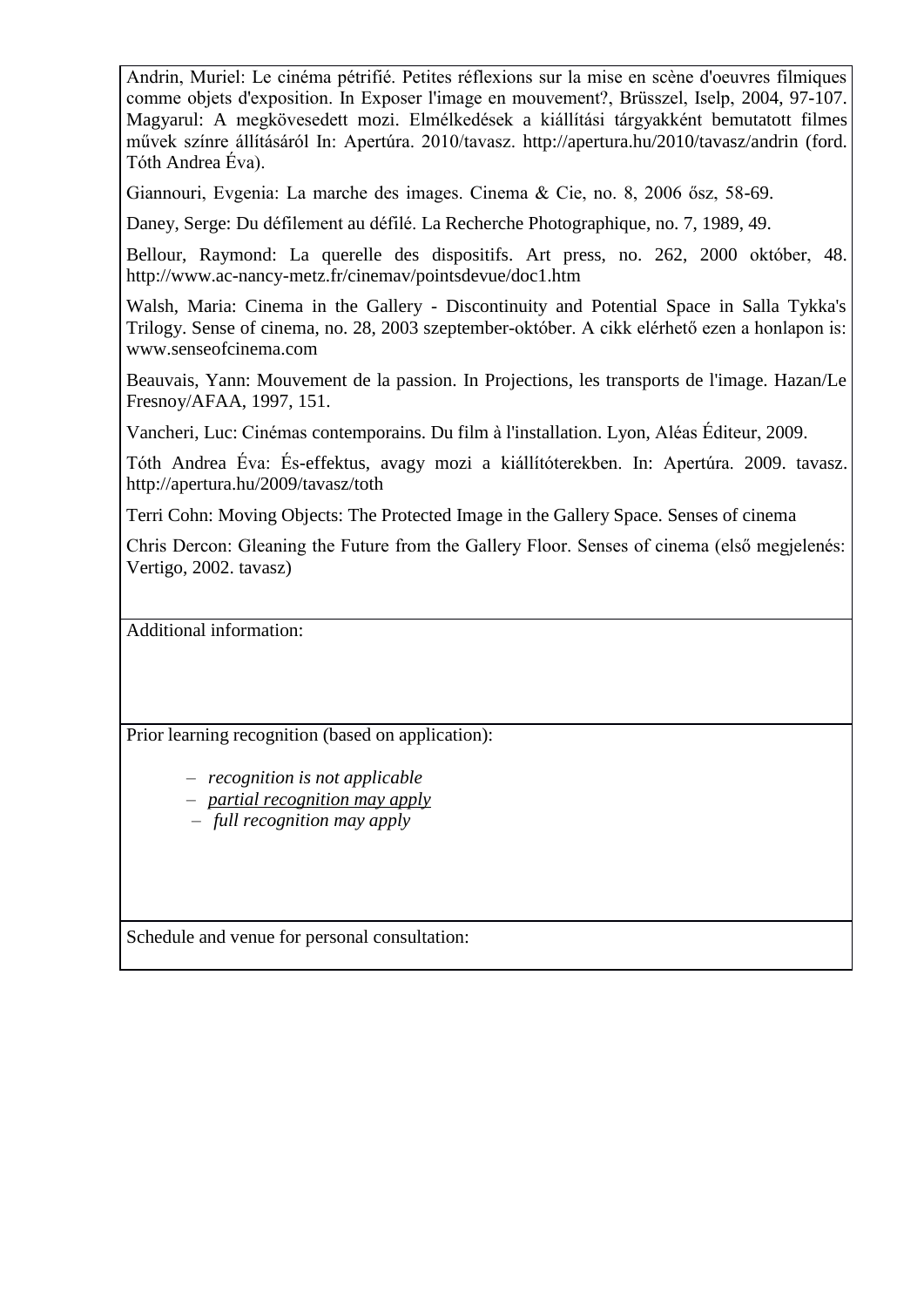Andrin, Muriel: Le cinéma pétrifié. Petites réflexions sur la mise en scène d'oeuvres filmiques comme objets d'exposition. In Exposer l'image en mouvement?, Brüsszel, Iselp, 2004, 97-107. Magyarul: A megkövesedett mozi. Elmélkedések a kiállítási tárgyakként bemutatott filmes művek színre állításáról In: Apertúra. 2010/tavasz. http://apertura.hu/2010/tavasz/andrin (ford. Tóth Andrea Éva).

Giannouri, Evgenia: La marche des images. Cinema & Cie, no. 8, 2006 ősz, 58-69.

Daney, Serge: Du défilement au défilé. La Recherche Photographique, no. 7, 1989, 49.

Bellour, Raymond: La querelle des dispositifs. Art press, no. 262, 2000 október, 48. http://www.ac-nancy-metz.fr/cinemav/pointsdevue/doc1.htm

Walsh, Maria: Cinema in the Gallery - Discontinuity and Potential Space in Salla Tykka's Trilogy. Sense of cinema, no. 28, 2003 szeptember-október. A cikk elérhető ezen a honlapon is: www.senseofcinema.com

Beauvais, Yann: Mouvement de la passion. In Projections, les transports de l'image. Hazan/Le Fresnoy/AFAA, 1997, 151.

Vancheri, Luc: Cinémas contemporains. Du film à l'installation. Lyon, Aléas Éditeur, 2009.

Tóth Andrea Éva: És-effektus, avagy mozi a kiállítóterekben. In: Apertúra. 2009. tavasz. http://apertura.hu/2009/tavasz/toth

Terri Cohn: Moving Objects: The Protected Image in the Gallery Space. Senses of cinema

Chris Dercon: Gleaning the Future from the Gallery Floor. Senses of cinema (első megjelenés: Vertigo, 2002. tavasz)

Additional information:

Prior learning recognition (based on application):

- *recognition is not applicable*
- *partial recognition may apply*
- *full recognition may apply*

Schedule and venue for personal consultation: